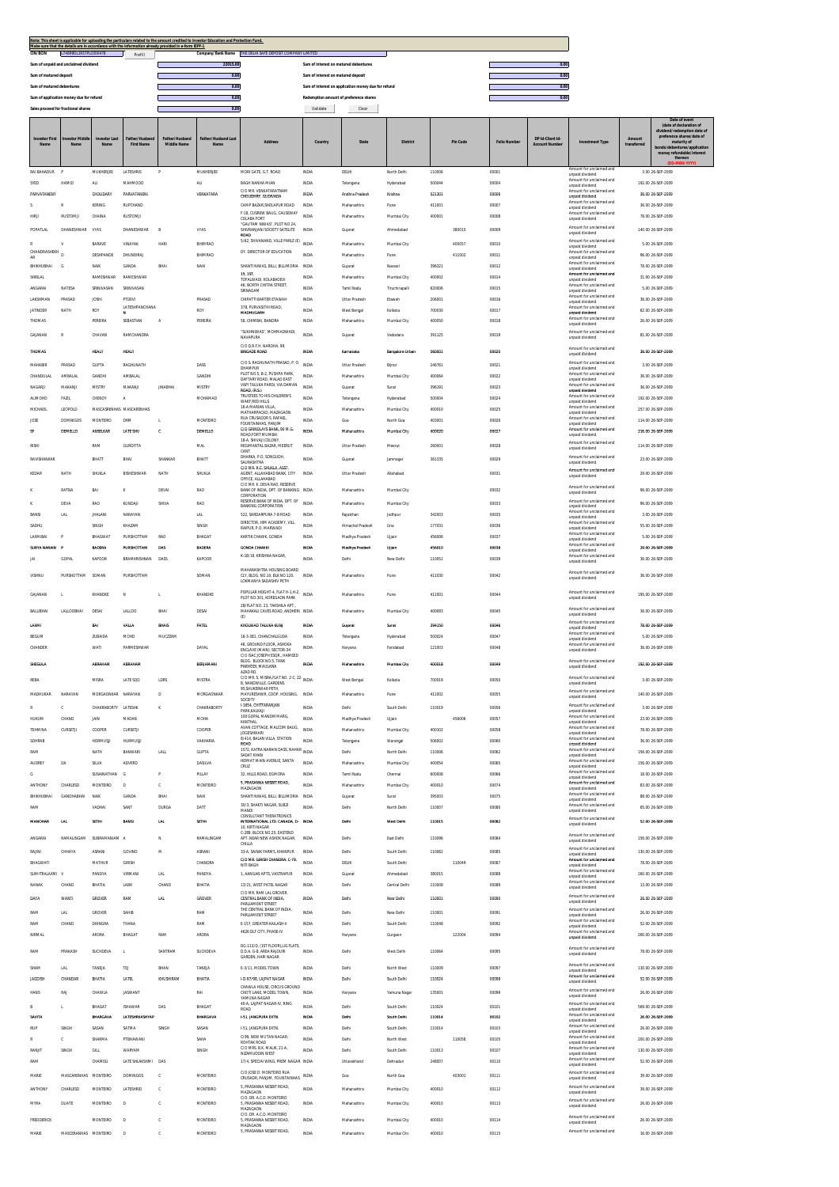**Note: This sheet is applicable for uploading the particulars related to the amount credited to Investor Education and Protection Fund.**
**Make sure that the details are in accordance with the information already provided in e-form IEPF-1**

| CIN/BCIN | L74899DL1957PLC002478 | Prefill | Company/Bank Name | THE DELHI SAFE DEPOSIT COMPANY LIMITED |
|---|---|---|---|---|

| | | | |
|---|---|---|---|
| Sum of unpaid and unclaimed dividend | 22015.00 | Sum of interest on matured debentures | 0.00 |
| Sum of matured deposit | 0.00 | Sum of interest on matured deposit | 0.00 |
| Sum of matured debentures | 0.00 | Sum of interest on application money due for refund | 0.00 |
| Sum of application money due for refund | 0.00 | Redemption amount of preference shares | 0.00 |
| Sales proceed for fractional shares | 0.00 | Validate | Clear |

| Investor First Name | Investor Middle Name | Investor Last Name | Father/Husband First Name | Father/Husband Middle Name | Father/Husband Last Name | Address | Country | State | District | Pin Code | Folio Number | DP Id-Client Id-Account Number | Investment Type | Amount transferred | Date of event (date of declaration of dividend/redemption date of preference shares/date of maturity of bonds/debentures/application money refundable/interest thereon (DD-MON-YYYY) |
|---|---|---|---|---|---|---|---|---|---|---|---|---|---|---|---|
| RAI BAHADUR | P | MUKHERJEE | LATESHRIS | P | MUKHERJEE | MORI GATE, G.T. ROAD | INDIA | DELHI | North Delhi | 110006 | 00001 | | Amount for unclaimed and unpaid dividend | 3.00 | 26-SEP-2009 |
| SYED | HAMID | ALI | MAHMOOD | | ALI | BAGH NANHA MIAN | INDIA | Telangana | Hyderabad | 500044 | 00004 | | Amount for unclaimed and unpaid dividend | 192.00 | 26-SEP-2009 |
| PARVATANENI | | CHOUDARY | PARVATANENI | | VENKATARA | C/O MR. VENKATARATNAH CHOUDHRY, GUDIVADA | INDIA | Andhra Pradesh | Krishna | 521301 | 00006 | | Amount for unclaimed and unpaid dividend | 36.00 | 26-SEP-2009 |
| S | R | KERING | RUPCHAND | | | CAMP BAZAR,SHOLAPUR ROAD | INDIA | Maharashtra | Pune | 411001 | 00007 | | Amount for unclaimed and unpaid dividend | 36.00 | 26-SEP-2009 |
| HIRJI | RUSTOMJI | CHAINA | RUSTOMJI | | | F-18, CUSROW BAUG, CAUSEWAY COLABA FORT | INDIA | Maharashtra | Mumbai City | 400001 | 00008 | | Amount for unclaimed and unpaid dividend | 78.00 | 26-SEP-2009 |
| POPATLAL | DHANESHWAR | VYAS | DHANESHWAR | B | VYAS | "GAUTAM NIWAS", PLOT NO 24, SHIVRANJAN SOCIETY SATELITE ROAD | INDIA | Gujarat | Ahmedabad | 380015 | 00009 | | Amount for unclaimed and unpaid dividend | 140.00 | 26-SEP-2009 |
| R | V | BARAVE | VINAYAK | HARI | BHIMRAO | 5/62, SHIVANAND, VILLE PARLE (E) | INDIA | Maharashtra | Mumbai City | 400057 | 00010 | | Amount for unclaimed and unpaid dividend | 5.00 | 26-SEP-2009 |
| CHANDRASHEKHAR | D | DESHPANDE | DHUNDIRAJ | | BHIMRAO | DY. DIRECTOR OF EDUCATION | INDIA | Maharashtra | Pune | 411002 | 00011 | | Amount for unclaimed and unpaid dividend | 96.00 | 26-SEP-2009 |
| BHIKHUBHAI | G | NAIK | GANDA | BHAI | NAIK | SHANTI NIWAS, BILLI, BILLIMORIA | INDIA | Gujarat | Navsari | 396321 | 00012 | | Amount for unclaimed and unpaid dividend | 78.00 | 26-SEP-2009 |
| SHRILAL | | RAMESHWAR | RAMESHWAR | | | 15, 1ST, TOPALWADI, KOLABADEVI | INDIA | Maharashtra | Mumbai City | 400002 | 00014 | | Amount for unclaimed and unpaid dividend | 31.00 | 26-SEP-2009 |
| ANGARAI | NATESA | SRINIVASAN | SRINIVASAN | | | 46, NORTH CHITRA STREET, SRINAGAM | INDIA | Tamil Nadu | Tiruchirapalli | 620006 | 00015 | | Amount for unclaimed and unpaid dividend | 5.00 | 26-SEP-2009 |
| LAKSHMAN | PRASAD | JOSHI | PTDEVI | | PRASAD | CHIPATTI BARTER ETAWAH | INDIA | Uttar Pradesh | Etawah | 206001 | 00016 | | Amount for unclaimed and unpaid dividend | 36.00 | 26-SEP-2009 |
| JATINDER | NATH | ROY | LATESHPANCHANAN | | ROY | 378, PURVASTHI ROAD, MADHUGARH | INDIA | West Bengal | Kolkata | 700030 | 00017 | | Amount for unclaimed and unpaid dividend | 62.00 | 26-SEP-2009 |
| THOMAS | | PEREIRA | SEBASTIAN | A | PEREIRA | 58, CHIMBAI, BANDRA | INDIA | Maharashtra | Mumbai City | 400050 | 00018 | | Amount for unclaimed and unpaid dividend | 26.00 | 26-SEP-2009 |
| GAJANAN | R | CHAVAN | RAMCHANDRA | | | "SUKHNIWAS", MOHMADWADI, NAVAPURA | INDIA | Gujarat | Vadodara | 391125 | 00019 | | Amount for unclaimed and unpaid dividend | 81.00 | 26-SEP-2009 |
| THOMAS | | HEALY | HEALY | | | C/O D.R.F.H. NAROHA, 99, BRIGADE ROAD | INDIA | Karnataka | Bangalore Urban | 560001 | 00020 | | Amount for unclaimed and unpaid dividend | 36.00 | 26-SEP-2009 |
| MAHABIR | PRASAD | GUPTA | RAGHUNATH | | DASS | C/O S. RAGHUNATH PRASAD, P. O. DHAMPUR | INDIA | Uttar Pradesh | Bijnor | 246761 | 00021 | | Amount for unclaimed and unpaid dividend | 3.00 | 26-SEP-2009 |
| CHANDULAL | AMBALAL | GANDHI | AMBALAL | | GANDHI | PLOT NO.5, B-2, PUSHPA PARK, DAFTARY ROAD, MALAD EAST | INDIA | Maharashtra | Mumbai City | 400064 | 00022 | | Amount for unclaimed and unpaid dividend | 36.00 | 26-SEP-2009 |
| NAGARJI | MAKANJI | MISTRY | MAKANJI | JINABHAI | MISTRY | VAPI TALUKA PARDI, VIA DAMAN ROAD, (R.S.) | INDIA | Gujarat | Surat | 396191 | 00023 | | Amount for unclaimed and unpaid dividend | 36.00 | 26-SEP-2009 |
| ALIMOHD | FAZIL | CHENOY | A | | MOHAMAD | TRUSTEES TO HIS CHILDREN'S WAKF,RED HILLS | INDIA | Telangana | Hyderabad | 500004 | 00024 | | Amount for unclaimed and unpaid dividend | 192.00 | 26-SEP-2009 |
| MICHAEL | LEOPOLD | MASCARENHAS | MASCARENHAS | | | 16-A MARIAN VILLA, MATHARPACAD, MAZAGAON | INDIA | Maharashtra | Mumbai City | 400010 | 00025 | | Amount for unclaimed and unpaid dividend | 257.00 | 26-SEP-2009 |
| JOSE | DOMINGOS | MONTEIRO | DRM | L | MONTEIRO | RUA CRUSADOR S. RAFAEL, FOUNTAINHAS, PANJIM | INDIA | Goa | North Goa | 403001 | 00026 | | Amount for unclaimed and unpaid dividend | 114.00 | 26-SEP-2009 |
| SF | DEMELLO | AMSELKAR | LATE SMV | C | DEMELLO | C/O GRINDLAYS BANK, 90 M.G. ROAD,FORT MUMBAI | INDIA | Maharashtra | Mumbai City | 400020 | 00027 | | Amount for unclaimed and unpaid dividend | 236.00 | 26-SEP-2009 |
| RISHI | | RAM | GURDITTA | | MAL | 18-A, SHIVAJI COLONY, REGIMANTAL BAZAR, MEERUT CANT | INDIA | Uttar Pradesh | Meerut | 260001 | 00028 | | Amount for unclaimed and unpaid dividend | 114.00 | 26-SEP-2009 |
| RAVISHANKAR | | BHATT | BHAI | SHANKAR | BHATT | DHARKA, P.O. SONGUDH, SAURASHTRA | INDIA | Gujarat | Jamnagar | 361335 | 00029 | | Amount for unclaimed and unpaid dividend | 23.00 | 26-SEP-2009 |
| KEDAR | NATH | SHUKLA | BISHESHWAR | NATH | SHUKLA | C/O MR. B.C. SHUKLA, ASST. AGENT, ALLAHABAD BANK, CITY OFFICE, ALLAHABAD | INDIA | Uttar Pradesh | Allahabad | | 00031 | | Amount for unclaimed and unpaid dividend | 29.00 | 26-SEP-2009 |
| K | RATNA | BAI | K | DEVAI | RAO | C/O MR. K. DEVA RAO, RESERVE BANK OF INDIA, DPT. OF BANKING CORPORATION | INDIA | Maharashtra | Mumbai City | | 00032 | | Amount for unclaimed and unpaid dividend | 96.00 | 26-SEP-2009 |
| K | DEVA | RAO | KUNDAJI | SHIVA | RAO | RESERVE BANK OF INDIA, DPT. OF BANKING CORPORATION | INDIA | Maharashtra | Mumbai City | | 00033 | | Amount for unclaimed and unpaid dividend | 96.00 | 26-SEP-2009 |
| BANSI | LAL | JHALANI | NARAYAN | | LAL | 522, SARDARPURA 7-B ROAD | INDIA | Rajasthan | Jodhpur | 342003 | 00035 | | Amount for unclaimed and unpaid dividend | 3.00 | 26-SEP-2009 |
| SADHU | | SINGH | KHAZAM | | SINGH | DIRECTOR, HIM ACADEMY, VILL. RAIPUR, P.O. HARWADI | INDIA | Himachal Pradesh | Una | 177031 | 00036 | | Amount for unclaimed and unpaid dividend | 55.00 | 26-SEP-2009 |
| LAXMIBAI | P | BHAGWAT | PURSHOTTAM | RAO | BHAGAT | KARTIK CHAWK, GONDA | INDIA | Madhya Pradesh | Ujjain | 456006 | 00037 | | Amount for unclaimed and unpaid dividend | 5.00 | 26-SEP-2009 |
| SURYA NARAIN | P | BADERA | PURSHOTTAM | DAS | BADERA | GONDA CHAWKI | INDIA | Madhya Pradesh | Ujjain | 456010 | 00038 | | Amount for unclaimed and unpaid dividend | 29.00 | 26-SEP-2009 |
| JAI | GOPAL | KAPOOR | BRAMHKRISHNAN | DASS | KAPOOR | K-18/19, KRISHNA NAGAR, | INDIA | Delhi | New Delhi | 110051 | 00039 | | Amount for unclaimed and unpaid dividend | 36.00 | 26-SEP-2009 |
| VISHNU | PURSHOTTAM | SOMAN | PURSHOTTAM | | SOMAN | MAHARASHTRA HOUSING BOARD CLY, BLDG. NO.10, BLK NO.120, LOKMANYA SADASHIV PETH | INDIA | Maharashtra | Pune | 411030 | 00042 | | Amount for unclaimed and unpaid dividend | 36.00 | 26-SEP-2009 |
| GAJANAN | L | KHANDKE | N | L | KHANDKE | POPULAR HEIGHT-4, FLAT H-1,H-2, PLOT NO 301, KOREGAON PARK | INDIA | Maharashtra | Pune | 411001 | 00044 | | Amount for unclaimed and unpaid dividend | 195.00 | 26-SEP-2009 |
| BALUBHAI | LALLOOBHAI | DESAI | LALLOO | BHAI | DESAI | 28/FLAT NO. 23, TAKSHILA APT., MAHAKALI CAVES ROAD, ANDHERI (E) | INDIA | Maharashtra | Mumbai City | 400093 | 00045 | | Amount for unclaimed and unpaid dividend | 36.00 | 26-SEP-2009 |
| LAXMI | | BAI | VALLA | BHAIS | PATEL | KHOLWAD TALUKA KUNJ | INDIA | Gujarat | Surat | 394150 | 00046 | | Amount for unclaimed and unpaid dividend | 78.00 | 26-SEP-2009 |
| BEGUM | | ZUBAIDA | MOHD | MUCZZAM | | 16-3-381, CHANCHALGUDA | INDIA | Telangana | Hyderabad | 500024 | 00047 | | Amount for unclaimed and unpaid dividend | 5.00 | 26-SEP-2009 |
| CHANDER | | WATI | PARMESHWAR | | DAYAL | 48, GROUND FLOOR, ASHOKA ENCLAVE (MAIN), SECTOR-34 | INDIA | Haryana | Faridabad | 121003 | 00048 | | Amount for unclaimed and unpaid dividend | 36.00 | 26-SEP-2009 |
| SHEGULA | | ABRAHAM | ABRAHAM | | BENJAMANI | C/O ISAC JOSEPH ESQR., HAMIEED BLDG. BLOCK NO.5, TANK PAKHEDI, MAULANA AZAD RD. | INDIA | Maharashtra | Mumbai City | 400018 | 00049 | | Amount for unclaimed and unpaid dividend | 192.00 | 26-SEP-2009 |
| REBA | | MISRA | LATE SDD | LDRS | MISTRA | C/O MR. S. MISRA,FLAT NO. 2-C, 22 B, NANDWILLE, GARDENS | INDIA | West Bengal | Kolkata | 700019 | 00050 | | Amount for unclaimed and unpaid dividend | 3.00 | 26-SEP-2009 |
| MADHUKAR | NARAYAN | MORGAONKAR | NARAYAN | D | MORGAONKAR | 99,SHUKRAWAR PETH, MAYURESHWAR, COOP. HOUSING. SOCEITY | INDIA | Maharashtra | Pune | 411002 | 00055 | | Amount for unclaimed and unpaid dividend | 140.00 | 26-SEP-2009 |
| R | C | CHAKRABORTY | LATESHK | K | CHAKRABORTY | I-1854, CHITTARANJAN PARK,KALKAJI | INDIA | Delhi | South Delhi | 110019 | 00056 | | Amount for unclaimed and unpaid dividend | 3.00 | 26-SEP-2009 |
| HUKUM | CHAND | JAIN | MADAN | | MOHA | 100 GOPAL MANDIR MARG, KANTHAL | INDIA | Madhya Pradesh | Ujjain | 456006 | 00057 | | Amount for unclaimed and unpaid dividend | 23.00 | 26-SEP-2009 |
| TEHMINA | CURSETJI | COOPER | CURSETJI | | COOPER | AVAN COTTAGE, MALCOM BAUG, JOGESHWARI | INDIA | Maharashtra | Mumbai City | 400102 | 00058 | | Amount for unclaimed and unpaid dividend | 78.00 | 26-SEP-2009 |
| SOHRAB | | HORMUSJI | HURMUSJI | | VAKHARIA | 8-414, BALAN VILLA, STATION ROAD | INDIA | Telangana | Warangal | 506002 | 00060 | | Amount for unclaimed and unpaid dividend | 36.00 | 26-SEP-2009 |
| RAM | | NATH | BANWARI | LALL | GUPTA | 1572, KATRA NARAIN DASS, NAHAR SADAT KHAN | INDIA | Delhi | North Delhi | 110006 | 00062 | | Amount for unclaimed and unpaid dividend | 156.00 | 26-SEP-2009 |
| AUDREY | DA | SILVA | ADVERD | | DASILVA | HERMIT MAIN AVENUE, SANTA CRUZ | INDIA | Maharashtra | Mumbai City | 400054 | 00065 | | Amount for unclaimed and unpaid dividend | 156.00 | 26-SEP-2009 |
| G | | SUSAINATHAN | G | P | PILLAY | 32, HILLS ROAD, EGMORA | INDIA | Tamil Nadu | Chennai | 600008 | 00066 | | Amount for unclaimed and unpaid dividend | 18.00 | 26-SEP-2009 |
| ANTHONY | CHARLESD | MONTEIRO | D | C | MONTEIRO | 5, PRASANNA NESBIT ROAD, MAZAGAON | INDIA | Maharashtra | Mumbai City | 400010 | 00074 | | Amount for unclaimed and unpaid dividend | 83.00 | 26-SEP-2009 |
| BHIKHUBHAI | GANDHABHAI | NAIK | GANDA | BHAI | NAIK | SHANTI NIWAS, BILLI, BILLIMORIA | INDIA | Gujarat | Surat | 395003 | 00075 | | Amount for unclaimed and unpaid dividend | 88.00 | 26-SEP-2009 |
| RAM | | VADHAI | SANT | DURGA | DATT | 30/3, SHAKTI NAGAR, SUBZI MANDI | INDIA | Delhi | North Delhi | 110007 | 00080 | | Amount for unclaimed and unpaid dividend | 65.00 | 26-SEP-2009 |
| MANOHAR | LAL | SETHI | BANSI | LAL | SETHI | CONSULTANT THERATRONICS INTERNATIONAL LTD. CANADA, D-10, KIRTI NAGAR | INDIA | Delhi | West Delhi | 110015 | 00082 | | Amount for unclaimed and unpaid dividend | 52.00 | 26-SEP-2009 |
| ANGARAI | RAMALINGAM | SUBRAMANIAM | A | N | RAMALINGAM | C-209, BLOCK NO.25, EASTEND APT. NEAR NEW ASHOK NAGAR, CHILLA | INDIA | Delhi | East Delhi | 110096 | 00084 | | Amount for unclaimed and unpaid dividend | 156.00 | 26-SEP-2009 |
| RAJINI | CHHAYA | ASRANI | GOVIND | M | ASRANI | 33-A, SAINIK FARMS, KHANPUR | INDIA | Delhi | South Delhi | 110062 | 00085 | | Amount for unclaimed and unpaid dividend | 130.00 | 26-SEP-2009 |
| BHAGWATI | | MATHUR | GIRISH | | CHANDRA | C/O MR. GIRISH CHANDRA, C-79, NITI BAGH | INDIA | DELHI | South Delhi | 110049 | 00087 | | Amount for unclaimed and unpaid dividend | 78.00 | 26-SEP-2009 |
| SUMITRALAXMI | V | PANDYA | VIRMANI | LAL | PANDYA | 1, AANGAN APTS, VASTRAPUR | INDIA | Gujarat | Ahmedabad | 380015 | 00088 | | Amount for unclaimed and unpaid dividend | 260.00 | 26-SEP-2009 |
| NANAK | CHAND | BHATIA | LABH | CHAND | BHATIA | 13/21, WEST PATEL NAGAR | INDIA | Delhi | Central Delhi | 110008 | 00089 | | Amount for unclaimed and unpaid dividend | 13.00 | 26-SEP-2009 |
| DAYA | WANTI | GROVER | RAM | LAL | GROVER | C/O MR. RAM LAL GROVER, CENTRAL BANK OF INDIA, PARLIAMENT STREET | INDIA | Delhi | New Delhi | 110001 | 00090 | | Amount for unclaimed and unpaid dividend | 26.00 | 26-SEP-2009 |
| RAM | LAL | GROVER | SAHIB | | RAM | THE CENTRAL BANK OF INDIA, PARLIAMENT STREET | INDIA | Delhi | New Delhi | 110001 | 00091 | | Amount for unclaimed and unpaid dividend | 26.00 | 26-SEP-2009 |
| RAM | CHAND | DHINGRA | THANA | | RAM | E-157, GREATER KAILASH-II | INDIA | Delhi | South Delhi | 110048 | 00092 | | Amount for unclaimed and unpaid dividend | 52.00 | 26-SEP-2009 |
| NIRMAL | | ARORA | BHAGAT | RAM | ARORA | 4626 DLF CITY, PHASE-IV | INDIA | Haryana | Gurgaon | 122004 | 00094 | | Amount for unclaimed and unpaid dividend | 260.00 | 26-SEP-2009 |
| RAM | PRAKASH | SUCHDEVA | L | SANTRAM | SUCHDEVA | DG-111(D), (1ST FLOOR),LIG FLATS, D.D.A. G-8, AREA RAJOURI GARDEN, HARI NAGAR | INDIA | Delhi | West Delhi | 110064 | 00095 | | Amount for unclaimed and unpaid dividend | 78.00 | 26-SEP-2009 |
| SHAM | LAL | TANEJA | TEJ | BHAN | TANEJA | E-3/11, MODEL TOWN | INDIA | Delhi | North West | 110009 | 00097 | | Amount for unclaimed and unpaid dividend | 130.00 | 26-SEP-2009 |
| JAGDISH | CHANDAR | BHATIA | LATEL | KHUSHIRAM | BHATIA | I-D-87/98, LAJPAT NAGAR | INDIA | Delhi | South Delhi | 110024 | 00098 | | Amount for unclaimed and unpaid dividend | 52.00 | 26-SEP-2009 |
| HANS | RAJ | CHAWLA | JASWANT | | RAI | CHAWLA HOUSE, CIRCUS GROUND CHOTI LANE, MODEL TOWN, YAMUNA NAGAR | INDIA | Haryana | Yamuna Nagar | 135001 | 00099 | | Amount for unclaimed and unpaid dividend | 26.00 | 26-SEP-2009 |
| B | L | BHAGAT | ISHAWAR | DAS | BHAGAT | 40-A, LAJPAT NAGAR-IV, RING ROAD | INDIA | Delhi | South Delhi | 110024 | 00101 | | Amount for unclaimed and unpaid dividend | 569.00 | 26-SEP-2009 |
| SAVITA | | BHARGAVA | LATESHRKASHYAP | | BHARGAVA | I-51, JANGPURA EXTN. | INDIA | Delhi | South Delhi | 110014 | 00102 | | Amount for unclaimed and unpaid dividend | 26.00 | 26-SEP-2009 |
| RUP | SINGH | SASAN | SATMA | SINGH | SASAN | I-51, JANGPURA EXTN. | INDIA | Delhi | South Delhi | 110014 | 00103 | | Amount for unclaimed and unpaid dividend | 26.00 | 26-SEP-2009 |
| R | C | SHARMA | PTBHAWANI | | SAHA | C/99, NEW MULTAN NAGAR, ROHTAK ROAD | INDIA | Delhi | North West | 110056 | 00105 | | Amount for unclaimed and unpaid dividend | 260.00 | 26-SEP-2009 |
| RANJIT | SINGH | GILL | WARYAM | | SINGH | C/O MRS. B.K. MALIK, 21-A, NIZAMUDDIN WEST | INDIA | Delhi | South Delhi | 110013 | 00107 | | Amount for unclaimed and unpaid dividend | 130.00 | 26-SEP-2009 |
| RAM | | CHAMELI | LATE SHLAKSHMI | DAS | | 17/4, SPECIAL WING, PREM NAGAR | INDIA | Uttarakhand | Dehradun | 248007 | 00110 | | Amount for unclaimed and unpaid dividend | 52.00 | 26-SEP-2009 |
| MARIE | MASCARENHAS | MONTEIRO | DOMINGOS | C | MONTEIRO | C/O JOSE D. MONTEIRO RUA CRUSADR, PANJIM, FOUNTAINHAS | INDIA | Goa | North Goa | 403001 | 00111 | | Amount for unclaimed and unpaid dividend | 39.00 | 26-SEP-2009 |
| ANTHONY | CHARLESD | MONTEIRO | LATESHRID | C | MONTEIRO | 5, PRASANNA NESBIT ROAD, MAZAGAON | INDIA | Maharashtra | Mumbai City | 400010 | 00112 | | Amount for unclaimed and unpaid dividend | 39.00 | 26-SEP-2009 |
| MYRA | DUATE | MONTEIRO | D | C | MONTEIRO | C/O. DR. A.C.D. MONTEIRO 5, PRASANNA NESBIT ROAD, MAZAGAON | INDIA | Maharashtra | Mumbai City | 400010 | 00113 | | Amount for unclaimed and unpaid dividend | 26.00 | 26-SEP-2009 |
| FREDDERICK | | MONTEIRO | D | C | MONTEIRO | C/O. DR. A.C.D. MONTEIRO 5, PRASANNA NESBIT ROAD, MAZAGAON | INDIA | Maharashtra | Mumbai City | 400010 | 00114 | | Amount for unclaimed and unpaid dividend | 26.00 | 26-SEP-2009 |
| MARIE | MASCERANHAS | MONTEIRO | D | C | MONTEIRO | 5, PRASANNA NESBIT ROAD, | INDIA | Maharashtra | Mumbai City | 400010 | 00115 | | Amount for unclaimed and unpaid dividend | 16.00 | 26-SEP-2009 |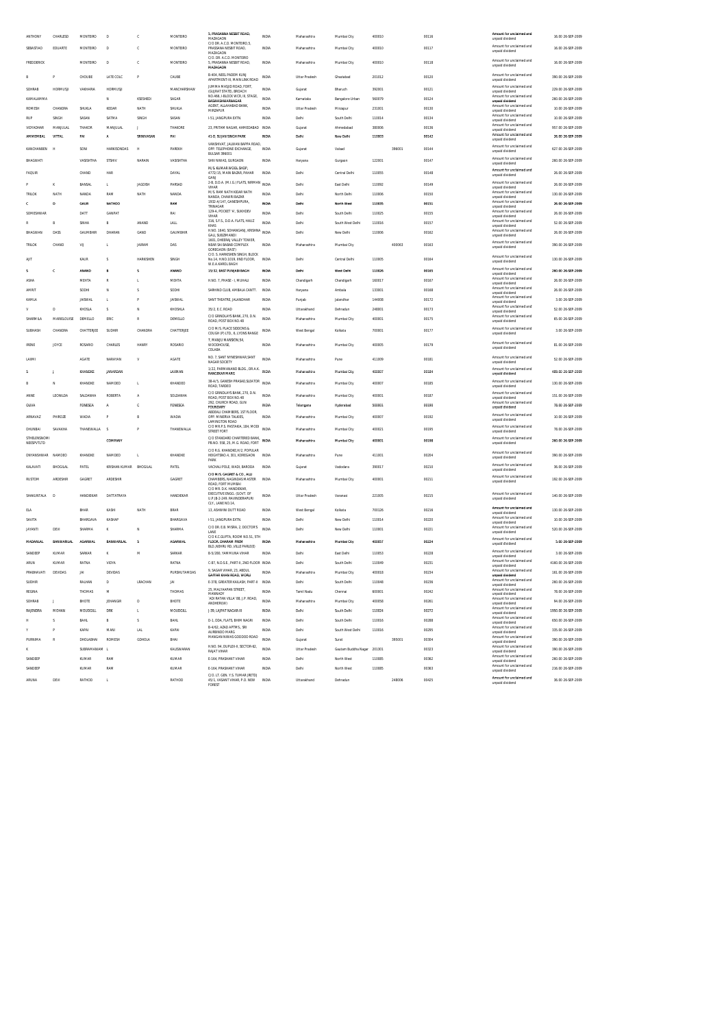| | | | | | | | | | | | | | | |
|---|---|---|---|---|---|---|---|---|---|---|---|---|---|---|
| ANTHONY | CHARLESD | MONTEIRO | D | C | MONTEIRO | 5, PRASANNA NESBIT ROAD, MAZAGAON | INDIA | Maharashtra | Mumbai City | 400010 | | 00116 | Amount for unclaimed and unpaid dividend | 16.00 26-SEP-2009 |
| SEBASTIAO | EDUARTE | MONTEIRO | D | C | MONTEIRO | C/O DR. A.C.D. MONTEIRO,5, PRASSANA NESBIT ROAD, MAZAGAON | INDIA | Maharashtra | Mumbai City | 400010 | | 00117 | Amount for unclaimed and unpaid dividend | 16.00 26-SEP-2009 |
| FREDDERICK | | MONTEIRO | D | C | MONTEIRO | C/O. DR. A.C.D. MONTEIRO 5, PRASANNA NESBIT ROAD, MAZAGAON | INDIA | Maharashtra | Mumbai City | 400010 | | 00118 | Amount for unclaimed and unpaid dividend | 16.00 26-SEP-2009 |
| B | P | CHOUBE | LATE COLC | P | CAUBE | B-404, NEEL PADEM KUNJ APARTMENT-III, MAIN LINK ROAD | INDIA | Uttar Pradesh | Ghaziabad | 201012 | | 00120 | Amount for unclaimed and unpaid dividend | 390.00 26-SEP-2009 |
| SOHRAB | HORMUSJI | VAKHARIA | HORMUSJI | | MANCHARSHAW | JUMMA MASJID ROAD, FORT, (GUJRAT STATE), BROACH | INDIA | Gujarat | Bharuch | 392001 | | 00121 | Amount for unclaimed and unpaid dividend | 229.00 26-SEP-2009 |
| KAMALAMMA | | | N | KSESHEDI | SAGAR | NO.466, I-BLOCK WCR, III, STAGE, BASAVASHWARNAGAR | INDIA | Karnataka | Bangalore Urban | 560079 | | 00124 | Amount for unclaimed and unpaid dividend | 260.00 26-SEP-2009 |
| ROMESH | CHANDRA | SHUKLA | KEDAR | NATH | SHUKLA | AGENT, ALLAHABAD BANK, MIRZAPUR | INDIA | Uttar Pradesh | Mirzapur | 231001 | | 00130 | Amount for unclaimed and unpaid dividend | 10.00 26-SEP-2009 |
| RUP | SINGH | SASAN | SATWA | SINGH | SASAN | I-51, JANGPURA EXTN. | INDIA | Delhi | South Delhi | 110014 | | 00134 | Amount for unclaimed and unpaid dividend | 10.00 26-SEP-2009 |
| VIDYADHAR | MANJULAL | THAKOR | MANJULAL | J | THAKORE | 23, PRITAM NAGAR, AHMEDABAD | INDIA | Gujarat | Ahmedabad | 380006 | | 00136 | Amount for unclaimed and unpaid dividend | 957.00 26-SEP-2009 |
| AMMEMBAL | VITTAL | PAI | A | SRINIVASAN | PAI | 41-D, SUJAN SINGH PARK | INDIA | Delhi | New Delhi | 110003 | | 00142 | Amount for unclaimed and unpaid dividend | 26.00 26-SEP-2009 |
| KANCHANBEN | H | SONI | HARKISONDAS | H | PAREKH | VANSHIVAT, JALARAN BAPPA ROAD, OPP. TELEPHONE EXCHANGE, BULSAR 396001 | INDIA | Gujarat | Valsad | | 396001 | 00144 | Amount for unclaimed and unpaid dividend | 627.00 26-SEP-2009 |
| BHAGWATI | | VASHISHTHA | STSHIV | NARAIN | VASISHTHA | SHIV NIWAS, GURGAON | INDIA | Haryana | Gurgaon | 122001 | | 00147 | Amount for unclaimed and unpaid dividend | 260.00 26-SEP-2009 |
| FAQUIR | | CHAND | HAR | | DAYAL | M/S. KUMAR WOOL SHOP, 4772/15, MAIN BAZAR, PAHAR GANJ | INDIA | Delhi | Central Delhi | 110055 | | 00148 | Amount for unclaimed and unpaid dividend | 26.00 26-SEP-2009 |
| P | K | BANSAL | L | JAGDISH | PARSAD | 2-B, D.D.A. (M.I.G.) FLATS, NIRMAN VIHAR | INDIA | Delhi | East Delhi | 110092 | | 00149 | Amount for unclaimed and unpaid dividend | 26.00 26-SEP-2009 |
| TRILOK | NATH | NANDA | RAM | NATH | NANDA | M/S. RAM NATH KIDAR NATH NANDA, CHAWRI BAZAR | INDIA | Delhi | North Delhi | 110006 | | 00150 | Amount for unclaimed and unpaid dividend | 130.00 26-SEP-2009 |
| C | D | GAUR | NATHOO | | RAM | 1935-A/147, GANESHPURA, TRINAGAR | INDIA | Delhi | North West | 110035 | | 00151 | Amount for unclaimed and unpaid dividend | 26.00 26-SEP-2009 |
| SOMESHWAR | | DATT | GANPAT | | RAI | 129-A, POCKET 'A', SUKHDEV VIHAR | INDIA | Delhi | South Delhi | 110025 | | 00155 | Amount for unclaimed and unpaid dividend | 26.00 26-SEP-2009 |
| R | B | SINHA | B | ANAND | LALL | 316, S.F.S., D.D.A. FLATS, HAUZ KHAS | INDIA | Delhi | South West Delhi | 110016 | | 00157 | Amount for unclaimed and unpaid dividend | 52.00 26-SEP-2009 |
| BHAGWAN | DASS | GAUMBHIR | DHARAN | GAND | GAUMBHIR | H.NO. 1640, SOHANGANJ, KRISHNA GALI, SUBZIMANDI | INDIA | Delhi | New Delhi | 110006 | | 00162 | Amount for unclaimed and unpaid dividend | 26.00 26-SEP-2009 |
| TRILOK | CHAND | VIJ | L | JAIRAM | DAS | 1603, DHEERAJ VALLEY TOWER, NEAR SAI BABA COMPLEX GOREGAON (EAST) | INDIA | Maharashtra | Mumbai City | | 400063 | 00163 | Amount for unclaimed and unpaid dividend | 390.00 26-SEP-2009 |
| AJIT | | KAUR | S | HARKISHEN | SINGH | C/O. S. HARKISHEN SINGH, BLOCK No.14, H.NO.10/8, IIND FLOOR, W.E.A KAROL BAGH | INDIA | Delhi | Central Delhi | 110005 | | 00164 | Amount for unclaimed and unpaid dividend | 130.00 26-SEP-2009 |
| S | C | ANAND | B | S | ANAND | 15/32, EAST PUNJABI BAGH | INDIA | Delhi | West Delhi | 110026 | | 00165 | Amount for unclaimed and unpaid dividend | 260.00 26-SEP-2009 |
| ASHA | | MEHTA | R | L | MEHTA | H.NO. 7, PHASE - I, MUHALI | INDIA | Chandigarh | Chandigarh | 160017 | | 00167 | Amount for unclaimed and unpaid dividend | 26.00 26-SEP-2009 |
| AMRIT | | SODHI | N | S | SODHI | SARHIND CLUB, AMBALA CANTT. | INDIA | Haryana | Ambala | 133001 | | 00168 | Amount for unclaimed and unpaid dividend | 26.00 26-SEP-2009 |
| KAMLA | | JAISWAL | L | P | JAISWAL | SANT THEATRE, JALANDHAR | INDIA | Punjab | Jalandhar | 144008 | | 00172 | Amount for unclaimed and unpaid dividend | 3.00 26-SEP-2009 |
| V | D | KHOSLA | S | N | KHOSHLA | 35/2, E.C. ROAD | INDIA | Uttarakhand | Dehradun | 248001 | | 00173 | Amount for unclaimed and unpaid dividend | 52.00 26-SEP-2009 |
| SHARMILA | MARIELOUISE | DEMELLO | ERIC | R | DEMELLO | C/O GRINDLAYS BANK, 270, D.N. ROAD, POST BOX NO.48 | INDIA | Maharashtra | Mumbai City | 400001 | | 00175 | Amount for unclaimed and unpaid dividend | 65.00 26-SEP-2009 |
| SUBHASH | CHANDRA | CHATTERJEE | SUDHIR | CHANDRA | CHATTERJEE | C/O M/S. PLACE SIDDONS & GOUGH (P) LTD., 6, LYONS RANGE | INDIA | West Bengal | Kolkata | 700001 | | 00177 | Amount for unclaimed and unpaid dividend | 3.00 26-SEP-2009 |
| IRENE | JOYCE | ROSARIO | CHARLES | HANRY | ROSARIO | 7, MANJU MANSION,54, WOODHOUSE, COLABA | INDIA | Maharashtra | Mumbai City | 400005 | | 00179 | Amount for unclaimed and unpaid dividend | 81.00 26-SEP-2009 |
| LAXMI | | AGATE | NARAYAN | V | AGATE | NO. 7, SANT NYNESHWAR,SANT NAGAR SOCIETY | INDIA | Maharashtra | Pune | 411009 | | 00181 | Amount for unclaimed and unpaid dividend | 52.00 26-SEP-2009 |
| S | J | KHANDKE | JANARDAN | | LAXMAN | 1/22, PARMANAND BLDG., DR.A.K. RANGEKAR MARG | INDIA | Maharashtra | Mumbai City | 400007 | | 00184 | Amount for unclaimed and unpaid dividend | 489.00 26-SEP-2009 |
| B | N | KHANDKE | NAMDEO | L | KHANDEO | 38-A/5, GANESH PRASAD,SLEATOR ROAD, TARDEO | INDIA | Maharashtra | Mumbai City | 400007 | | 00185 | Amount for unclaimed and unpaid dividend | 130.00 26-SEP-2009 |
| ANNE | LEONILDA | SALDANHA | ROBERTA | A | SOLDANHA | C/O GRINDLAYS BANK, 270, D.N. ROAD, POST BOX NO.48 | INDIA | Maharashtra | Mumbai City | 400001 | | 00187 | Amount for unclaimed and unpaid dividend | 151.00 26-SEP-2009 |
| OLIVA | | FONESCA | A | C | FONESCA | 292, CHURCH ROAD, GUN FOUNDARY | INDIA | Telangana | Hyderabad | 500001 | | 00190 | Amount for unclaimed and unpaid dividend | 78.00 26-SEP-2009 |
| ARNAVAZ | PHIROZE | WADIA | P | B | WADIA | ABDEALI CHAMBERS, 1ST FLOOR, OPP. MINERVA TALKIES, LAMINGTON ROAD | INDIA | Maharashtra | Mumbai City | 400007 | | 00192 | Amount for unclaimed and unpaid dividend | 10.00 26-SEP-2009 |
| DHUNBAI | SAVAKHA | THANEWALLA | S | P | THANEWALLA | C/O MR.P.S. RASTAKIA, 184, MODI STREET FORT | INDIA | Maharashtra | Mumbai City | 400021 | | 00195 | Amount for unclaimed and unpaid dividend | 78.00 26-SEP-2009 |
| STHELENSNOMI NEESPVTLTD | | | COMPANY | | | C/O STANDARD CHARTERED BANK PB.NO. 558, 25, M.G. ROAD, FORT | INDIA | Maharashtra | Mumbai City | 400001 | | 00198 | Amount for unclaimed and unpaid dividend | 260.00 26-SEP-2009 |
| DNYANSHWAR | NAMDEO | KHANDKE | NAMDEO | L | KHANDKE | C/O R.G. KHANDKE,H/2. POPULAR HEIGHTSNO-4, 301, KOREGAON PARK | INDIA | Maharashtra | Pune | 411001 | | 00204 | Amount for unclaimed and unpaid dividend | 390.00 26-SEP-2009 |
| KALAVATI | BHOGILAL | PATEL | KRISHAN KUMAR | BHOGILAL | PATEL | VACHALI POLE, WADI, BARODA | INDIA | Gujarat | Vadodara | 390017 | | 00210 | Amount for unclaimed and unpaid dividend | 36.00 26-SEP-2009 |
| RUSTOM | ARDESHIR | GAGRET | ARDESHIR | | GAGRET | C/O M/S. GAGRET & CO., ALLI CHAMBERS, NAGINDAS MASTER ROAD, FORT MUMBAI | INDIA | Maharashtra | Mumbai City | 400001 | | 00211 | Amount for unclaimed and unpaid dividend | 192.00 26-SEP-2009 |
| SHAKUNTALA | D | HANDEKAR | DATTATRAYA | | HANDEKAR | C/O MR. D.K. HANDEKAR, EXECUTIVE ENGG. (GOVT. OF U.P.)B-2-249, RAVINDERAPURI CLY., LANE NO.14, | INDIA | Uttar Pradesh | Varanasi | 221005 | | 00215 | Amount for unclaimed and unpaid dividend | 140.00 26-SEP-2009 |
| ELA | | BHAR | KASHI | NATH | BRAR | 13, ASHWINI DUTT ROAD | INDIA | West Bengal | Kolkata | 700126 | | 00216 | Amount for unclaimed and unpaid dividend | 130.00 26-SEP-2009 |
| SAVITA | | BHARGAVA | KASHAP | | BHARGAVA | I-51, JANGPURA EXTN. | INDIA | Delhi | New Delhi | 110014 | | 00220 | Amount for unclaimed and unpaid dividend | 10.00 26-SEP-2009 |
| JAYANTI | DEVI | SHARMA | K | N | SHARMA | C/O DR. E.B. MISRA, 2, DOCTOR'S LANE | INDIA | Delhi | New Delhi | 110001 | | 00221 | Amount for unclaimed and unpaid dividend | 520.00 26-SEP-2009 |
| MADANLAL | BANWARILAL | AGARWAL | BANWARILAL | S | AGARWAL | C/O K.C.GUPTA, ROOM NO.51, 5TH FLOOR, DHARAM PREM BLD.,NEHRU RD.,VILLE PARLE(E) | INDIA | Maharashtra | Mumbai City | 400057 | | 00224 | Amount for unclaimed and unpaid dividend | 5.00 26-SEP-2009 |
| SANDEEP | KUMAR | SARKAR | K | M | SARKAR | B-5/200, YAMMUNA VIHAR | INDIA | Delhi | East Delhi | 110053 | | 00228 | Amount for unclaimed and unpaid dividend | 3.00 26-SEP-2009 |
| ARUN | KUMAR | RATNA | VIDYA | | RATNA | C-87, N.D.S.E., PART-II, 2ND FLOOR | INDIA | Delhi | South Delhi | 110049 | | 00231 | Amount for unclaimed and unpaid dividend | 4160.00 26-SEP-2009 |
| PRABHAVATI | DEVIDAS | JAI | DEVIDAS | | PURSHOTAMDAS | 9, SAGAR VIHAR, 23, ABDUL GAFFAR KHAN ROAD, WORLI | INDIA | Maharashtra | Mumbai City | 400018 | | 00234 | Amount for unclaimed and unpaid dividend | 161.00 26-SEP-2009 |
| SUDHIR | | RALHAN | D | LRACHAN | JAI | E-378, GREATER KAILASH, PART-II | INDIA | Delhi | South Delhi | 110048 | | 00236 | Amount for unclaimed and unpaid dividend | 260.00 26-SEP-2009 |
| REGINA | | THOMAS | M | | THOMAS | 25, MALIYAKRAN STREET, MANNADY | INDIA | Tamil Nadu | Chennai | 600001 | | 00242 | Amount for unclaimed and unpaid dividend | 78.00 26-SEP-2009 |
| SOHRAB | J | BHOTE | JEHANGIR | D | BHOTE | 'ADI RATAN VILLA' 88, J.P. ROAD, ANDHERI(W) | INDIA | Maharashtra | Mumbai City | 400058 | | 00261 | Amount for unclaimed and unpaid dividend | 94.00 26-SEP-2009 |
| RAJENDRA | MOHAN | MOUDGILL | DRK | L | MOUDGILL | J-39, LAJPAT NAGAR-III | INDIA | Delhi | South Delhi | 110024 | | 00272 | Amount for unclaimed and unpaid dividend | 1950.00 26-SEP-2009 |
| H | S | BAHL | B | S | BAHL | D-1, DDA, FLATS, BHIM NAGRI | INDIA | Delhi | South Delhi | 110016 | | 00288 | Amount for unclaimed and unpaid dividend | 650.00 26-SEP-2009 |
| Y | P | KAPAI | MANI | LAL | KAPAI | B-4/62, AZAD APTMS., SRI AURBINDO MARG | INDIA | Delhi | South West Delhi | 110016 | | 00295 | Amount for unclaimed and unpaid dividend | 335.00 26-SEP-2009 |
| PURNIMA | R | DHOLABHAI | ROMESH | GOHOLA | BHAI | MANGAN NIWAS GODDOD ROAD | INDIA | Gujarat | Surat | | 395001 | 00304 | Amount for unclaimed and unpaid dividend | 390.00 26-SEP-2009 |
| K | | SUBRAMANIAM | L | | KAUSWARAN | H.NO. 94, DUPLEX-II, SECTOR-62, RAJAT VIHAR | INDIA | Uttar Pradesh | Gautam Buddha Nagar | 201301 | | 00323 | Amount for unclaimed and unpaid dividend | 390.00 26-SEP-2009 |
| SANDEEP | | KUMAR | RAM | | KUMAR | E-164, PRASHANT VIHAR | INDIA | Delhi | North West | 110085 | | 00362 | Amount for unclaimed and unpaid dividend | 260.00 26-SEP-2009 |
| SANDEEP | | KUMAR | RAM | | KUMAR | E-164, PRASHANT VIHAR | INDIA | Delhi | North West | 110085 | | 00363 | Amount for unclaimed and unpaid dividend | 216.00 26-SEP-2009 |
| ARUNA | DEVI | RATHOD | L | | RATHOD | C/O. LT. GEN. Y.S. TUMAR (RETD) 45/1, VASANT VIHAR, P.O. NEW FOREST | INDIA | Uttarakhand | Dehradun | | 248006 | 00425 | Amount for unclaimed and unpaid dividend | 36.00 26-SEP-2009 |